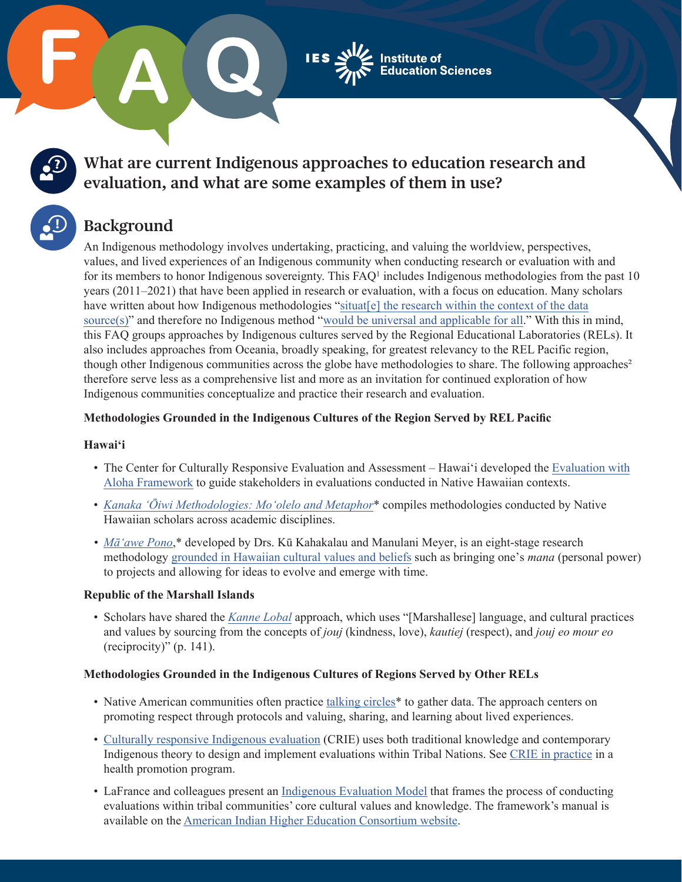FAQ

IES Institute of Education Sciences

# What are current Indigenous approaches to education research and evaluation, and what are some examples of them in use?

## Background

An Indigenous methodology involves undertaking, practicing, and valuing the worldview, perspectives, values, and lived experiences of an Indigenous community when conducting research or evaluation with and for its members to honor Indigenous sovereignty. This FAQ[1] includes Indigenous methodologies from the past 10 years (2011–2021) that have been applied in research or evaluation, with a focus on education. Many scholars have written about how Indigenous methodologies "situat[e] the research within the context of the data source(s)" and therefore no Indigenous method "would be universal and applicable for all." With this in mind, this FAQ groups approaches by Indigenous cultures served by the Regional Educational Laboratories (RELs). It also includes approaches from Oceania, broadly speaking, for greatest relevancy to the REL Pacific region, though other Indigenous communities across the globe have methodologies to share. The following approaches[2] therefore serve less as a comprehensive list and more as an invitation for continued exploration of how Indigenous communities conceptualize and practice their research and evaluation.

**Methodologies Grounded in the Indigenous Cultures of the Region Served by REL Pacific**

**Hawai'i**

- The Center for Culturally Responsive Evaluation and Assessment – Hawai'i developed the Evaluation with Aloha Framework to guide stakeholders in evaluations conducted in Native Hawaiian contexts.
- *Kanaka 'Ōiwi Methodologies: Mo'olelo and Metaphor** compiles methodologies conducted by Native Hawaiian scholars across academic disciplines.
- *Mā'awe Pono*,* developed by Drs. Kū Kahakalau and Manulani Meyer, is an eight-stage research methodology grounded in Hawaiian cultural values and beliefs such as bringing one's *mana* (personal power) to projects and allowing for ideas to evolve and emerge with time.

**Republic of the Marshall Islands**

- Scholars have shared the *Kanne Lobal* approach, which uses "[Marshallese] language, and cultural practices and values by sourcing from the concepts of *jouj* (kindness, love), *kautiej* (respect), and *jouj eo mour eo* (reciprocity)" (p. 141).

**Methodologies Grounded in the Indigenous Cultures of Regions Served by Other RELs**

- Native American communities often practice talking circles* to gather data. The approach centers on promoting respect through protocols and valuing, sharing, and learning about lived experiences.
- Culturally responsive Indigenous evaluation (CRIE) uses both traditional knowledge and contemporary Indigenous theory to design and implement evaluations within Tribal Nations. See CRIE in practice in a health promotion program.
- LaFrance and colleagues present an Indigenous Evaluation Model that frames the process of conducting evaluations within tribal communities' core cultural values and knowledge. The framework's manual is available on the American Indian Higher Education Consortium website.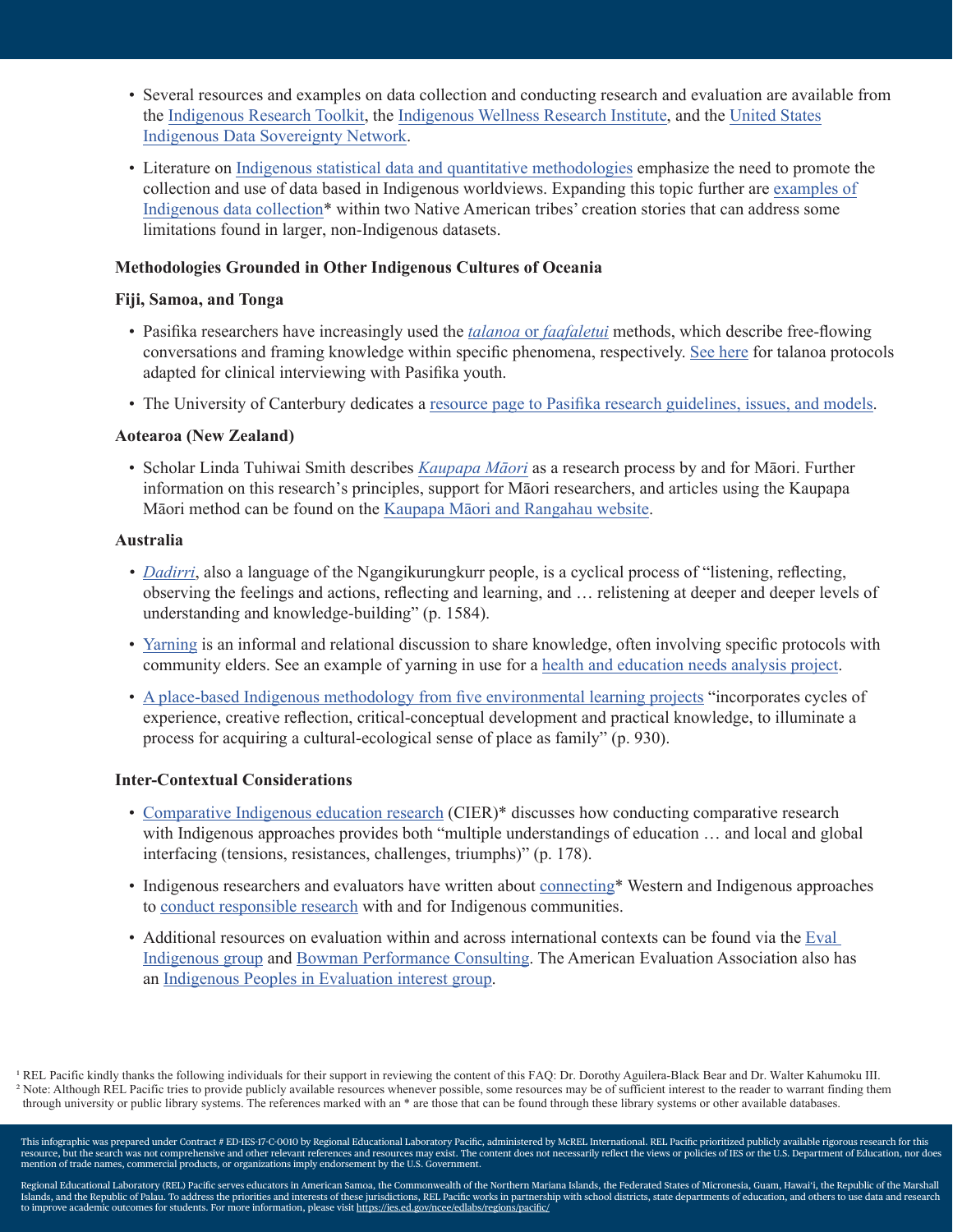- Several resources and examples on data collection and conducting research and evaluation are available from the Indigenous Research Toolkit, the Indigenous Wellness Research Institute, and the United States Indigenous Data Sovereignty Network.
- Literature on Indigenous statistical data and quantitative methodologies emphasize the need to promote the collection and use of data based in Indigenous worldviews. Expanding this topic further are examples of Indigenous data collection* within two Native American tribes' creation stories that can address some limitations found in larger, non-Indigenous datasets.

**Methodologies Grounded in Other Indigenous Cultures of Oceania**

**Fiji, Samoa, and Tonga**

- Pasifika researchers have increasingly used the *talanoa* or *faafaletui* methods, which describe free-flowing conversations and framing knowledge within specific phenomena, respectively. See here for talanoa protocols adapted for clinical interviewing with Pasifika youth.
- The University of Canterbury dedicates a resource page to Pasifika research guidelines, issues, and models.

**Aotearoa (New Zealand)**

- Scholar Linda Tuhiwai Smith describes *Kaupapa Māori* as a research process by and for Māori. Further information on this research's principles, support for Māori researchers, and articles using the Kaupapa Māori method can be found on the Kaupapa Māori and Rangahau website.

**Australia**

- *Dadirri*, also a language of the Ngangikurungkurr people, is a cyclical process of "listening, reflecting, observing the feelings and actions, reflecting and learning, and … relistening at deeper and deeper levels of understanding and knowledge-building" (p. 1584).
- Yarning is an informal and relational discussion to share knowledge, often involving specific protocols with community elders. See an example of yarning in use for a health and education needs analysis project.
- A place-based Indigenous methodology from five environmental learning projects "incorporates cycles of experience, creative reflection, critical-conceptual development and practical knowledge, to illuminate a process for acquiring a cultural-ecological sense of place as family" (p. 930).

**Inter-Contextual Considerations**

- Comparative Indigenous education research (CIER)* discusses how conducting comparative research with Indigenous approaches provides both "multiple understandings of education … and local and global interfacing (tensions, resistances, challenges, triumphs)" (p. 178).
- Indigenous researchers and evaluators have written about connecting* Western and Indigenous approaches to conduct responsible research with and for Indigenous communities.
- Additional resources on evaluation within and across international contexts can be found via the Eval Indigenous group and Bowman Performance Consulting. The American Evaluation Association also has an Indigenous Peoples in Evaluation interest group.

[1] REL Pacific kindly thanks the following individuals for their support in reviewing the content of this FAQ: Dr. Dorothy Aguilera-Black Bear and Dr. Walter Kahumoku III.

[2] Note: Although REL Pacific tries to provide publicly available resources whenever possible, some resources may be of sufficient interest to the reader to warrant finding them through university or public library systems. The references marked with an * are those that can be found through these library systems or other available databases.

This infographic was prepared under Contract # ED-IES-17-C-0010 by Regional Educational Laboratory Pacific, administered by McREL International. REL Pacific prioritized publicly available rigorous research for this resource, but the search was not comprehensive and other relevant references and resources may exist. The content does not necessarily reflect the views or policies of IES or the U.S. Department of Education, nor does mention of trade names, commercial products, or organizations imply endorsement by the U.S. Government.

Regional Educational Laboratory (REL) Pacific serves educators in American Samoa, the Commonwealth of the Northern Mariana Islands, the Federated States of Micronesia, Guam, Hawai'i, the Republic of the Marshall Islands, and the Republic of Palau. To address the priorities and interests of these jurisdictions, REL Pacific works in partnership with school districts, state departments of education, and others to use data and research to improve academic outcomes for students. For more information, please visit https://ies.ed.gov/ncee/edlabs/regions/pacific/